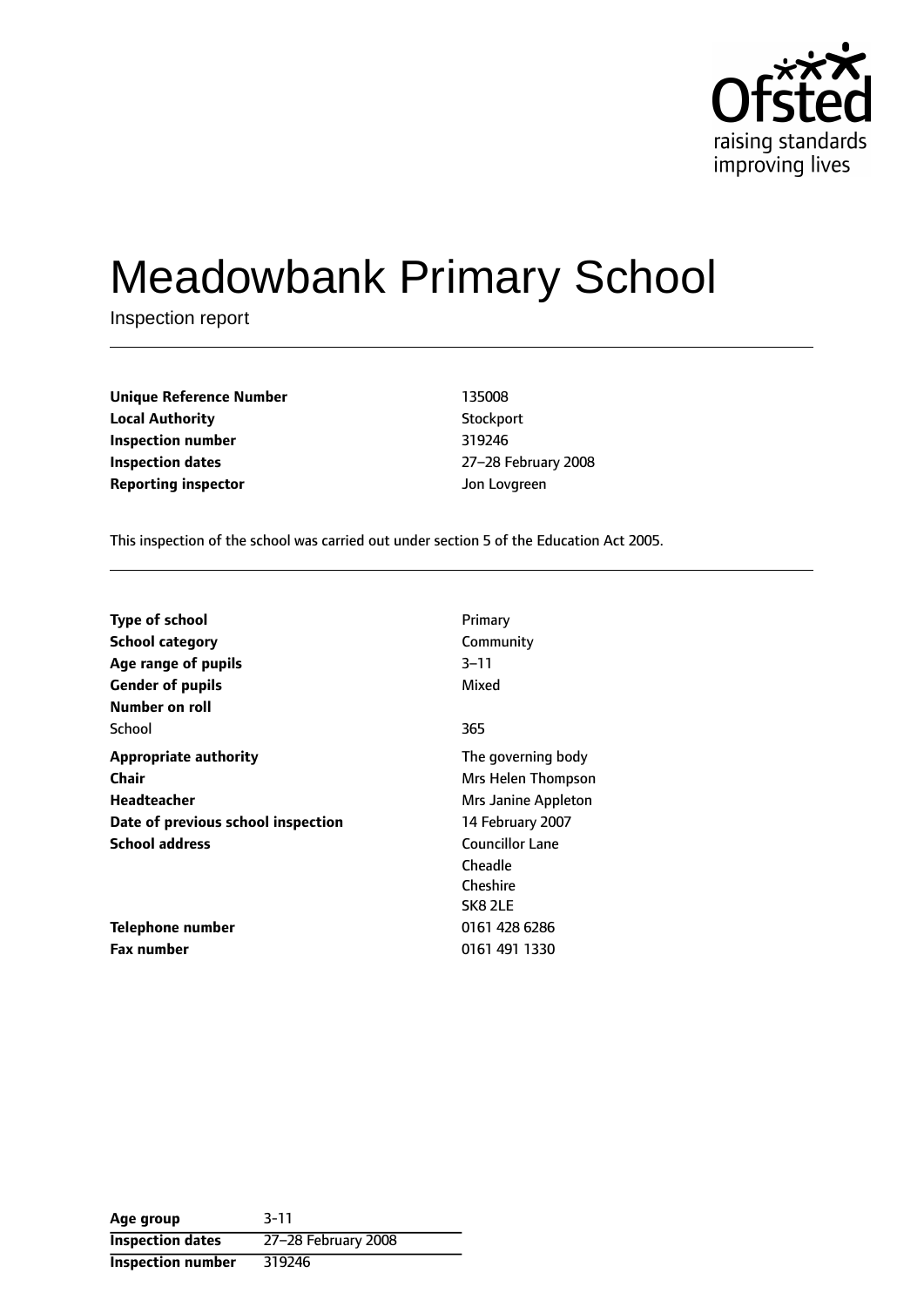Ofsted
raising standards
improving lives

# Meadowbank Primary School

Inspection report

| | |
|---|---|
| **Unique Reference Number** | 135008 |
| **Local Authority** | Stockport |
| **Inspection number** | 319246 |
| **Inspection dates** | 27–28 February 2008 |
| **Reporting inspector** | Jon Lovgreen |

This inspection of the school was carried out under section 5 of the Education Act 2005.

| | |
|---|---|
| **Type of school** | Primary |
| **School category** | Community |
| **Age range of pupils** | 3–11 |
| **Gender of pupils** | Mixed |
| **Number on roll** | |
| School | 365 |
| **Appropriate authority** | The governing body |
| **Chair** | Mrs Helen Thompson |
| **Headteacher** | Mrs Janine Appleton |
| **Date of previous school inspection** | 14 February 2007 |
| **School address** | Councillor Lane<br>Cheadle<br>Cheshire<br>SK8 2LE |
| **Telephone number** | 0161 428 6286 |
| **Fax number** | 0161 491 1330 |

| | |
|---|---|
| **Age group** | 3-11 |
| **Inspection dates** | 27–28 February 2008 |
| **Inspection number** | 319246 |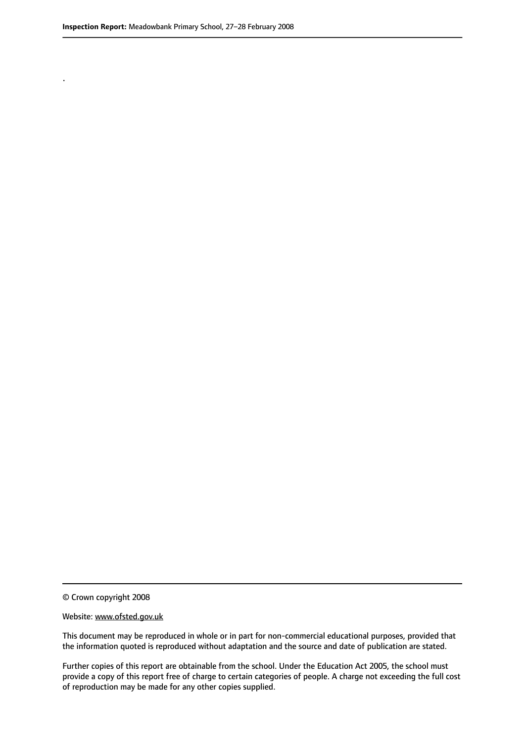.

© Crown copyright 2008

Website: www.ofsted.gov.uk

This document may be reproduced in whole or in part for non-commercial educational purposes, provided that the information quoted is reproduced without adaptation and the source and date of publication are stated.

Further copies of this report are obtainable from the school. Under the Education Act 2005, the school must provide a copy of this report free of charge to certain categories of people. A charge not exceeding the full cost of reproduction may be made for any other copies supplied.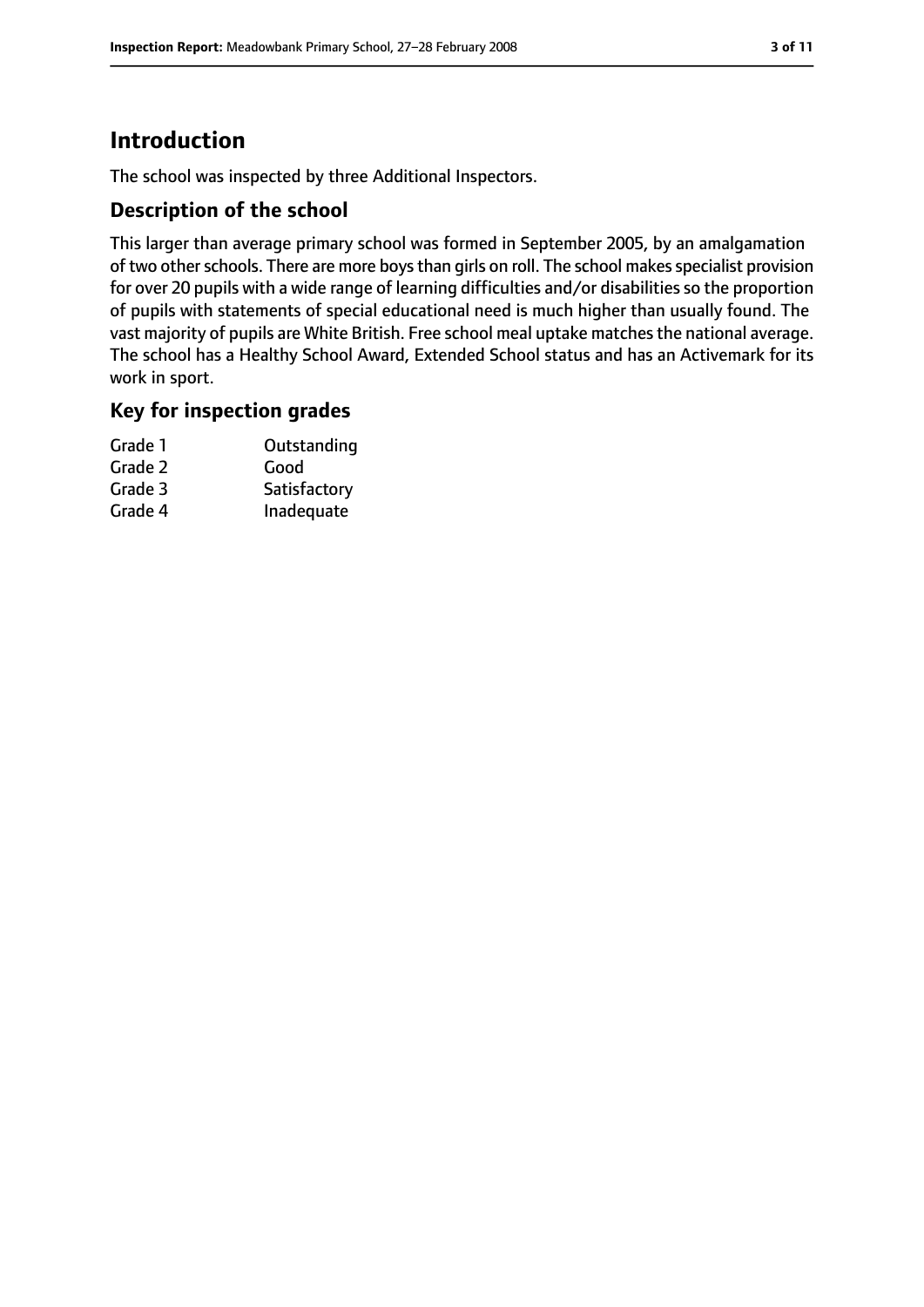# Introduction

The school was inspected by three Additional Inspectors.

## Description of the school

This larger than average primary school was formed in September 2005, by an amalgamation of two other schools. There are more boys than girls on roll. The school makes specialist provision for over 20 pupils with a wide range of learning difficulties and/or disabilities so the proportion of pupils with statements of special educational need is much higher than usually found. The vast majority of pupils are White British. Free school meal uptake matches the national average. The school has a Healthy School Award, Extended School status and has an Activemark for its work in sport.

## Key for inspection grades

| | |
|---|---|
| Grade 1 | Outstanding |
| Grade 2 | Good |
| Grade 3 | Satisfactory |
| Grade 4 | Inadequate |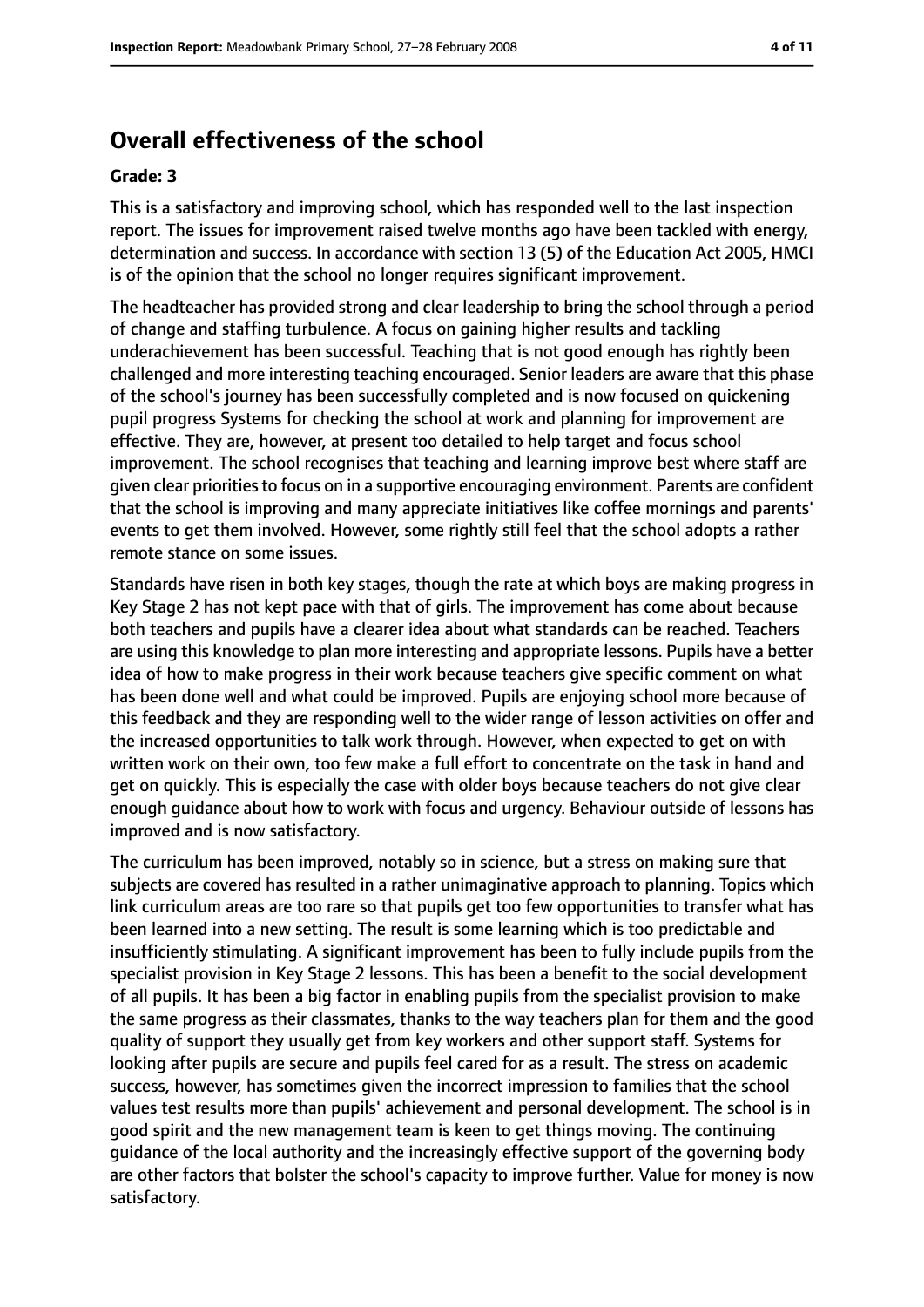## Overall effectiveness of the school

### Grade: 3

This is a satisfactory and improving school, which has responded well to the last inspection report. The issues for improvement raised twelve months ago have been tackled with energy, determination and success. In accordance with section 13 (5) of the Education Act 2005, HMCI is of the opinion that the school no longer requires significant improvement.

The headteacher has provided strong and clear leadership to bring the school through a period of change and staffing turbulence. A focus on gaining higher results and tackling underachievement has been successful. Teaching that is not good enough has rightly been challenged and more interesting teaching encouraged. Senior leaders are aware that this phase of the school's journey has been successfully completed and is now focused on quickening pupil progress Systems for checking the school at work and planning for improvement are effective. They are, however, at present too detailed to help target and focus school improvement. The school recognises that teaching and learning improve best where staff are given clear priorities to focus on in a supportive encouraging environment. Parents are confident that the school is improving and many appreciate initiatives like coffee mornings and parents' events to get them involved. However, some rightly still feel that the school adopts a rather remote stance on some issues.

Standards have risen in both key stages, though the rate at which boys are making progress in Key Stage 2 has not kept pace with that of girls. The improvement has come about because both teachers and pupils have a clearer idea about what standards can be reached. Teachers are using this knowledge to plan more interesting and appropriate lessons. Pupils have a better idea of how to make progress in their work because teachers give specific comment on what has been done well and what could be improved. Pupils are enjoying school more because of this feedback and they are responding well to the wider range of lesson activities on offer and the increased opportunities to talk work through. However, when expected to get on with written work on their own, too few make a full effort to concentrate on the task in hand and get on quickly. This is especially the case with older boys because teachers do not give clear enough guidance about how to work with focus and urgency. Behaviour outside of lessons has improved and is now satisfactory.

The curriculum has been improved, notably so in science, but a stress on making sure that subjects are covered has resulted in a rather unimaginative approach to planning. Topics which link curriculum areas are too rare so that pupils get too few opportunities to transfer what has been learned into a new setting. The result is some learning which is too predictable and insufficiently stimulating. A significant improvement has been to fully include pupils from the specialist provision in Key Stage 2 lessons. This has been a benefit to the social development of all pupils. It has been a big factor in enabling pupils from the specialist provision to make the same progress as their classmates, thanks to the way teachers plan for them and the good quality of support they usually get from key workers and other support staff. Systems for looking after pupils are secure and pupils feel cared for as a result. The stress on academic success, however, has sometimes given the incorrect impression to families that the school values test results more than pupils' achievement and personal development. The school is in good spirit and the new management team is keen to get things moving. The continuing guidance of the local authority and the increasingly effective support of the governing body are other factors that bolster the school's capacity to improve further. Value for money is now satisfactory.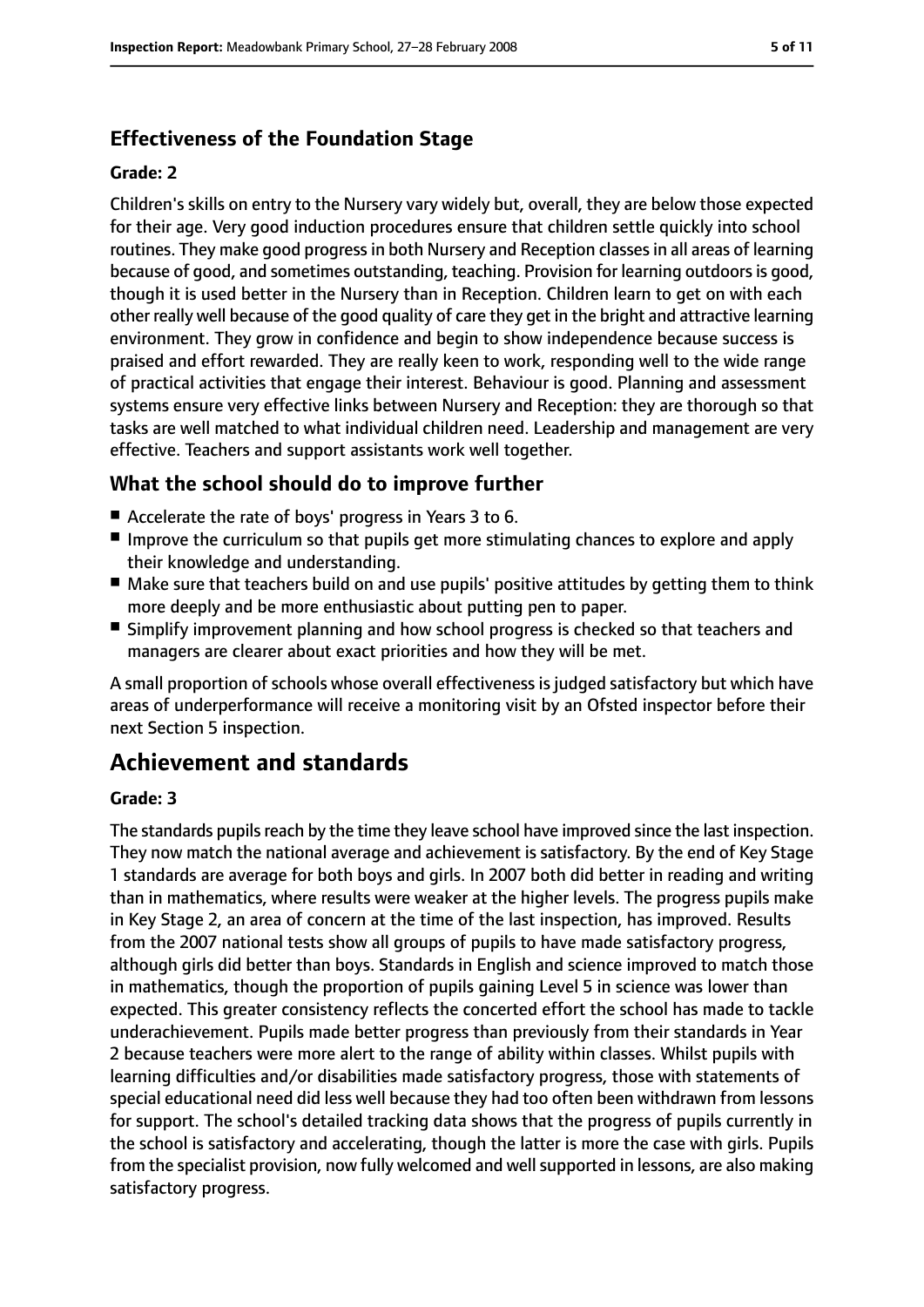### Effectiveness of the Foundation Stage

#### Grade: 2

Children's skills on entry to the Nursery vary widely but, overall, they are below those expected for their age. Very good induction procedures ensure that children settle quickly into school routines. They make good progress in both Nursery and Reception classes in all areas of learning because of good, and sometimes outstanding, teaching. Provision for learning outdoors is good, though it is used better in the Nursery than in Reception. Children learn to get on with each other really well because of the good quality of care they get in the bright and attractive learning environment. They grow in confidence and begin to show independence because success is praised and effort rewarded. They are really keen to work, responding well to the wide range of practical activities that engage their interest. Behaviour is good. Planning and assessment systems ensure very effective links between Nursery and Reception: they are thorough so that tasks are well matched to what individual children need. Leadership and management are very effective. Teachers and support assistants work well together.

### What the school should do to improve further

- Accelerate the rate of boys' progress in Years 3 to 6.
- Improve the curriculum so that pupils get more stimulating chances to explore and apply their knowledge and understanding.
- Make sure that teachers build on and use pupils' positive attitudes by getting them to think more deeply and be more enthusiastic about putting pen to paper.
- Simplify improvement planning and how school progress is checked so that teachers and managers are clearer about exact priorities and how they will be met.

A small proportion of schools whose overall effectiveness is judged satisfactory but which have areas of underperformance will receive a monitoring visit by an Ofsted inspector before their next Section 5 inspection.

## Achievement and standards

#### Grade: 3

The standards pupils reach by the time they leave school have improved since the last inspection. They now match the national average and achievement is satisfactory. By the end of Key Stage 1 standards are average for both boys and girls. In 2007 both did better in reading and writing than in mathematics, where results were weaker at the higher levels. The progress pupils make in Key Stage 2, an area of concern at the time of the last inspection, has improved. Results from the 2007 national tests show all groups of pupils to have made satisfactory progress, although girls did better than boys. Standards in English and science improved to match those in mathematics, though the proportion of pupils gaining Level 5 in science was lower than expected. This greater consistency reflects the concerted effort the school has made to tackle underachievement. Pupils made better progress than previously from their standards in Year 2 because teachers were more alert to the range of ability within classes. Whilst pupils with learning difficulties and/or disabilities made satisfactory progress, those with statements of special educational need did less well because they had too often been withdrawn from lessons for support. The school's detailed tracking data shows that the progress of pupils currently in the school is satisfactory and accelerating, though the latter is more the case with girls. Pupils from the specialist provision, now fully welcomed and well supported in lessons, are also making satisfactory progress.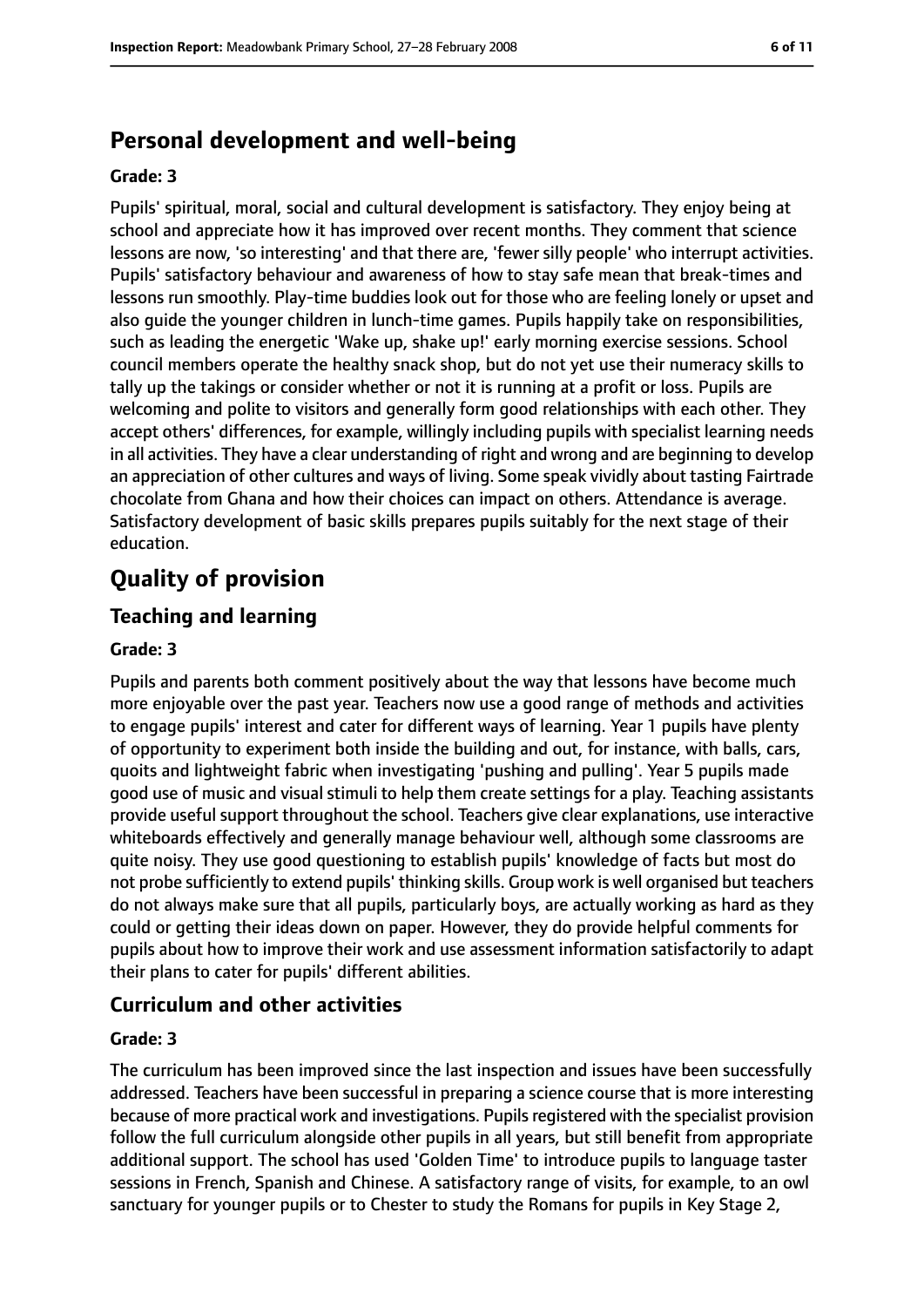## Personal development and well-being

**Grade: 3**

Pupils' spiritual, moral, social and cultural development is satisfactory. They enjoy being at school and appreciate how it has improved over recent months. They comment that science lessons are now, 'so interesting' and that there are, 'fewer silly people' who interrupt activities. Pupils' satisfactory behaviour and awareness of how to stay safe mean that break-times and lessons run smoothly. Play-time buddies look out for those who are feeling lonely or upset and also guide the younger children in lunch-time games. Pupils happily take on responsibilities, such as leading the energetic 'Wake up, shake up!' early morning exercise sessions. School council members operate the healthy snack shop, but do not yet use their numeracy skills to tally up the takings or consider whether or not it is running at a profit or loss. Pupils are welcoming and polite to visitors and generally form good relationships with each other. They accept others' differences, for example, willingly including pupils with specialist learning needs in all activities. They have a clear understanding of right and wrong and are beginning to develop an appreciation of other cultures and ways of living. Some speak vividly about tasting Fairtrade chocolate from Ghana and how their choices can impact on others. Attendance is average. Satisfactory development of basic skills prepares pupils suitably for the next stage of their education.

# Quality of provision

## Teaching and learning

**Grade: 3**

Pupils and parents both comment positively about the way that lessons have become much more enjoyable over the past year. Teachers now use a good range of methods and activities to engage pupils' interest and cater for different ways of learning. Year 1 pupils have plenty of opportunity to experiment both inside the building and out, for instance, with balls, cars, quoits and lightweight fabric when investigating 'pushing and pulling'. Year 5 pupils made good use of music and visual stimuli to help them create settings for a play. Teaching assistants provide useful support throughout the school. Teachers give clear explanations, use interactive whiteboards effectively and generally manage behaviour well, although some classrooms are quite noisy. They use good questioning to establish pupils' knowledge of facts but most do not probe sufficiently to extend pupils' thinking skills. Group work is well organised but teachers do not always make sure that all pupils, particularly boys, are actually working as hard as they could or getting their ideas down on paper. However, they do provide helpful comments for pupils about how to improve their work and use assessment information satisfactorily to adapt their plans to cater for pupils' different abilities.

## Curriculum and other activities

**Grade: 3**

The curriculum has been improved since the last inspection and issues have been successfully addressed. Teachers have been successful in preparing a science course that is more interesting because of more practical work and investigations. Pupils registered with the specialist provision follow the full curriculum alongside other pupils in all years, but still benefit from appropriate additional support. The school has used 'Golden Time' to introduce pupils to language taster sessions in French, Spanish and Chinese. A satisfactory range of visits, for example, to an owl sanctuary for younger pupils or to Chester to study the Romans for pupils in Key Stage 2,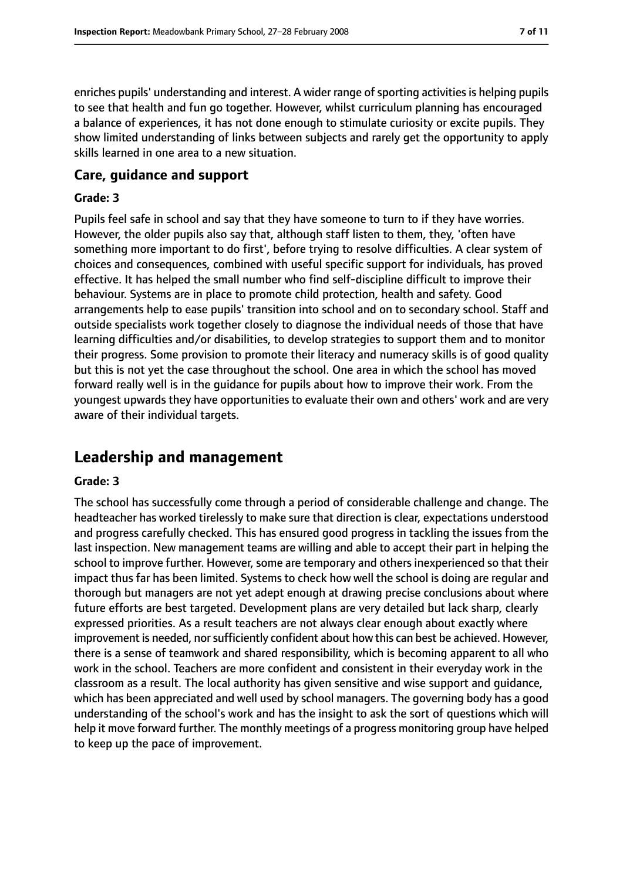enriches pupils' understanding and interest. A wider range of sporting activities is helping pupils to see that health and fun go together. However, whilst curriculum planning has encouraged a balance of experiences, it has not done enough to stimulate curiosity or excite pupils. They show limited understanding of links between subjects and rarely get the opportunity to apply skills learned in one area to a new situation.

### Care, guidance and support

#### Grade: 3

Pupils feel safe in school and say that they have someone to turn to if they have worries. However, the older pupils also say that, although staff listen to them, they, 'often have something more important to do first', before trying to resolve difficulties. A clear system of choices and consequences, combined with useful specific support for individuals, has proved effective. It has helped the small number who find self-discipline difficult to improve their behaviour. Systems are in place to promote child protection, health and safety. Good arrangements help to ease pupils' transition into school and on to secondary school. Staff and outside specialists work together closely to diagnose the individual needs of those that have learning difficulties and/or disabilities, to develop strategies to support them and to monitor their progress. Some provision to promote their literacy and numeracy skills is of good quality but this is not yet the case throughout the school. One area in which the school has moved forward really well is in the guidance for pupils about how to improve their work. From the youngest upwards they have opportunities to evaluate their own and others' work and are very aware of their individual targets.

## Leadership and management

#### Grade: 3

The school has successfully come through a period of considerable challenge and change. The headteacher has worked tirelessly to make sure that direction is clear, expectations understood and progress carefully checked. This has ensured good progress in tackling the issues from the last inspection. New management teams are willing and able to accept their part in helping the school to improve further. However, some are temporary and others inexperienced so that their impact thus far has been limited. Systems to check how well the school is doing are regular and thorough but managers are not yet adept enough at drawing precise conclusions about where future efforts are best targeted. Development plans are very detailed but lack sharp, clearly expressed priorities. As a result teachers are not always clear enough about exactly where improvement is needed, nor sufficiently confident about how this can best be achieved. However, there is a sense of teamwork and shared responsibility, which is becoming apparent to all who work in the school. Teachers are more confident and consistent in their everyday work in the classroom as a result. The local authority has given sensitive and wise support and guidance, which has been appreciated and well used by school managers. The governing body has a good understanding of the school's work and has the insight to ask the sort of questions which will help it move forward further. The monthly meetings of a progress monitoring group have helped to keep up the pace of improvement.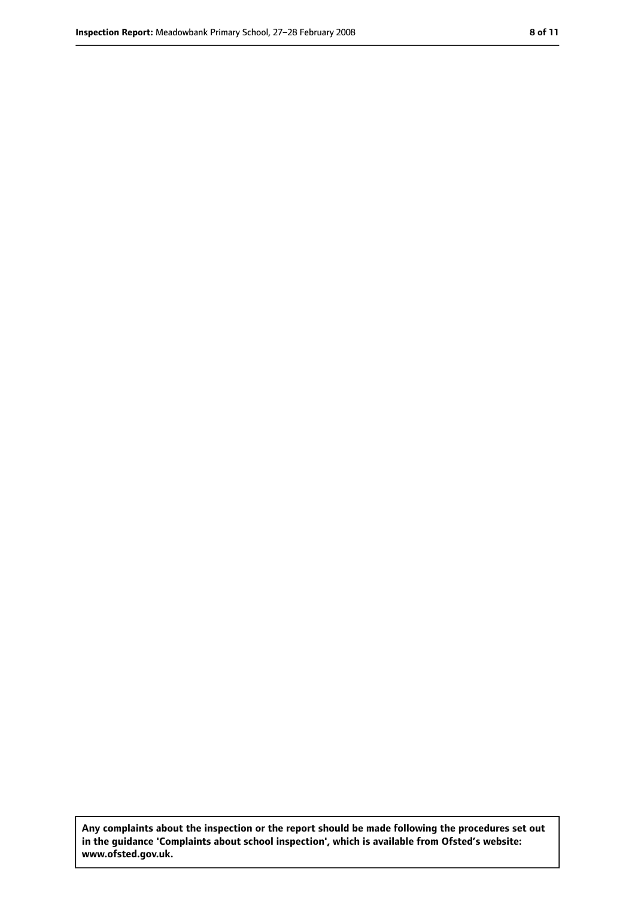**Any complaints about the inspection or the report should be made following the procedures set out in the guidance 'Complaints about school inspection', which is available from Ofsted's website: www.ofsted.gov.uk.**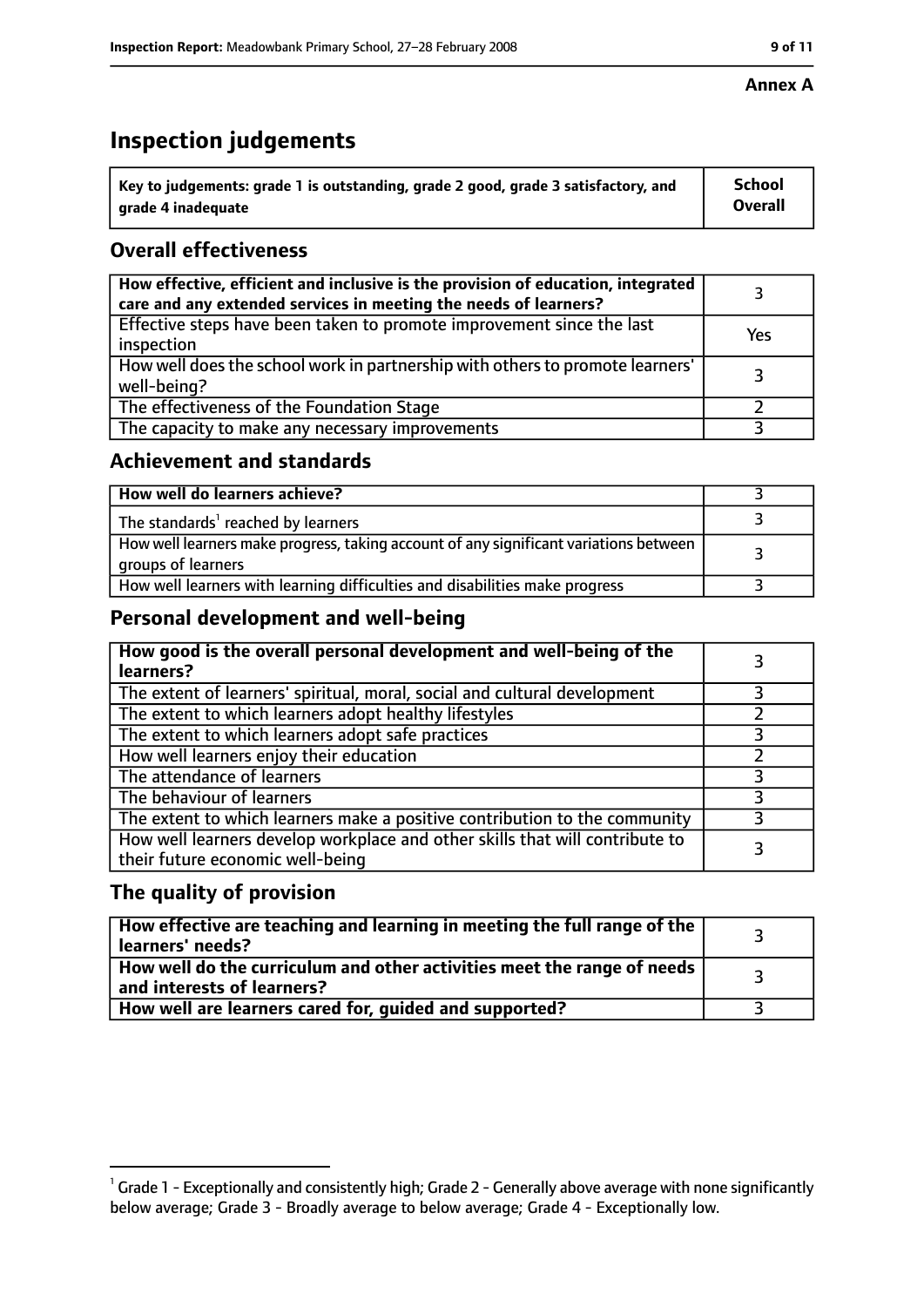**Annex A**

# Inspection judgements

| Key to judgements: grade 1 is outstanding, grade 2 good, grade 3 satisfactory, and grade 4 inadequate | School Overall |
|---|---|

## Overall effectiveness

| | |
|---|---|
| How effective, efficient and inclusive is the provision of education, integrated care and any extended services in meeting the needs of learners? | 3 |
| Effective steps have been taken to promote improvement since the last inspection | Yes |
| How well does the school work in partnership with others to promote learners' well-being? | 3 |
| The effectiveness of the Foundation Stage | 2 |
| The capacity to make any necessary improvements | 3 |

## Achievement and standards

| | |
|---|---|
| How well do learners achieve? | 3 |
| The standards[1] reached by learners | 3 |
| How well learners make progress, taking account of any significant variations between groups of learners | 3 |
| How well learners with learning difficulties and disabilities make progress | 3 |

## Personal development and well-being

| | |
|---|---|
| How good is the overall personal development and well-being of the learners? | 3 |
| The extent of learners' spiritual, moral, social and cultural development | 3 |
| The extent to which learners adopt healthy lifestyles | 2 |
| The extent to which learners adopt safe practices | 3 |
| How well learners enjoy their education | 2 |
| The attendance of learners | 3 |
| The behaviour of learners | 3 |
| The extent to which learners make a positive contribution to the community | 3 |
| How well learners develop workplace and other skills that will contribute to their future economic well-being | 3 |

## The quality of provision

| | |
|---|---|
| How effective are teaching and learning in meeting the full range of the learners' needs? | 3 |
| How well do the curriculum and other activities meet the range of needs and interests of learners? | 3 |
| How well are learners cared for, guided and supported? | 3 |

[1] Grade 1 - Exceptionally and consistently high; Grade 2 - Generally above average with none significantly below average; Grade 3 - Broadly average to below average; Grade 4 - Exceptionally low.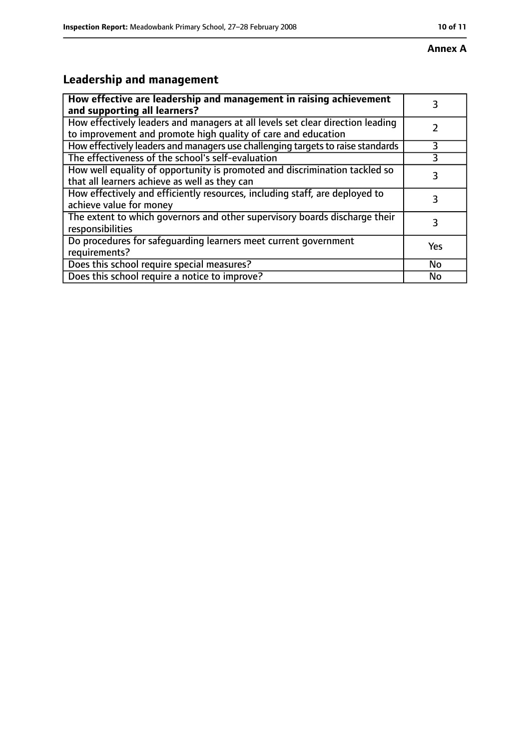**Annex A**

## Leadership and management

| **How effective are leadership and management in raising achievement and supporting all learners?** | 3 |
|---|---|
| How effectively leaders and managers at all levels set clear direction leading to improvement and promote high quality of care and education | 2 |
| How effectively leaders and managers use challenging targets to raise standards | 3 |
| The effectiveness of the school's self-evaluation | 3 |
| How well equality of opportunity is promoted and discrimination tackled so that all learners achieve as well as they can | 3 |
| How effectively and efficiently resources, including staff, are deployed to achieve value for money | 3 |
| The extent to which governors and other supervisory boards discharge their responsibilities | 3 |
| Do procedures for safeguarding learners meet current government requirements? | Yes |
| Does this school require special measures? | No |
| Does this school require a notice to improve? | No |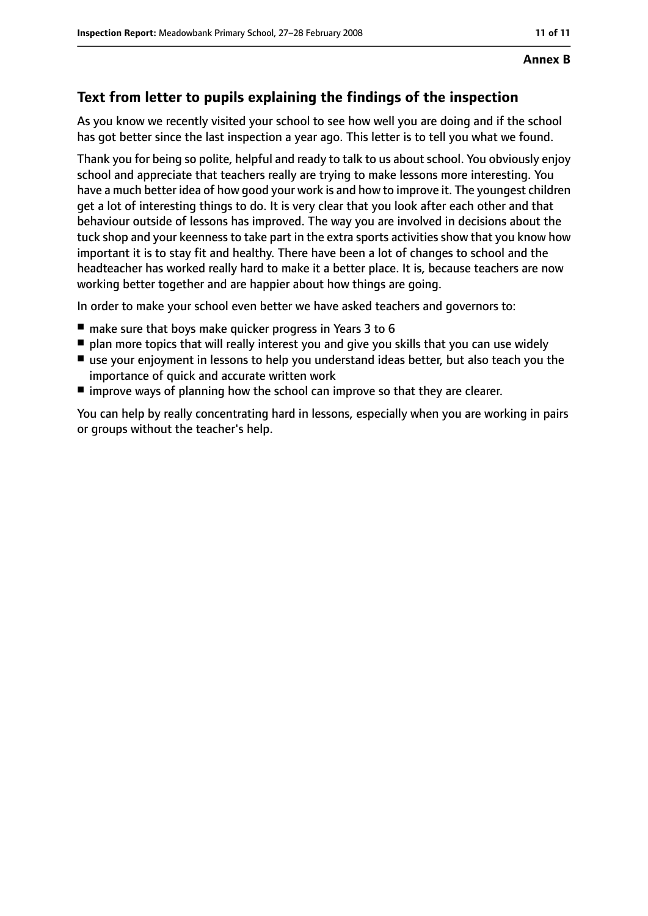**Annex B**

## Text from letter to pupils explaining the findings of the inspection

As you know we recently visited your school to see how well you are doing and if the school has got better since the last inspection a year ago. This letter is to tell you what we found.

Thank you for being so polite, helpful and ready to talk to us about school. You obviously enjoy school and appreciate that teachers really are trying to make lessons more interesting. You have a much better idea of how good your work is and how to improve it. The youngest children get a lot of interesting things to do. It is very clear that you look after each other and that behaviour outside of lessons has improved. The way you are involved in decisions about the tuck shop and your keenness to take part in the extra sports activities show that you know how important it is to stay fit and healthy. There have been a lot of changes to school and the headteacher has worked really hard to make it a better place. It is, because teachers are now working better together and are happier about how things are going.

In order to make your school even better we have asked teachers and governors to:

- make sure that boys make quicker progress in Years 3 to 6
- plan more topics that will really interest you and give you skills that you can use widely
- use your enjoyment in lessons to help you understand ideas better, but also teach you the importance of quick and accurate written work
- improve ways of planning how the school can improve so that they are clearer.

You can help by really concentrating hard in lessons, especially when you are working in pairs or groups without the teacher's help.